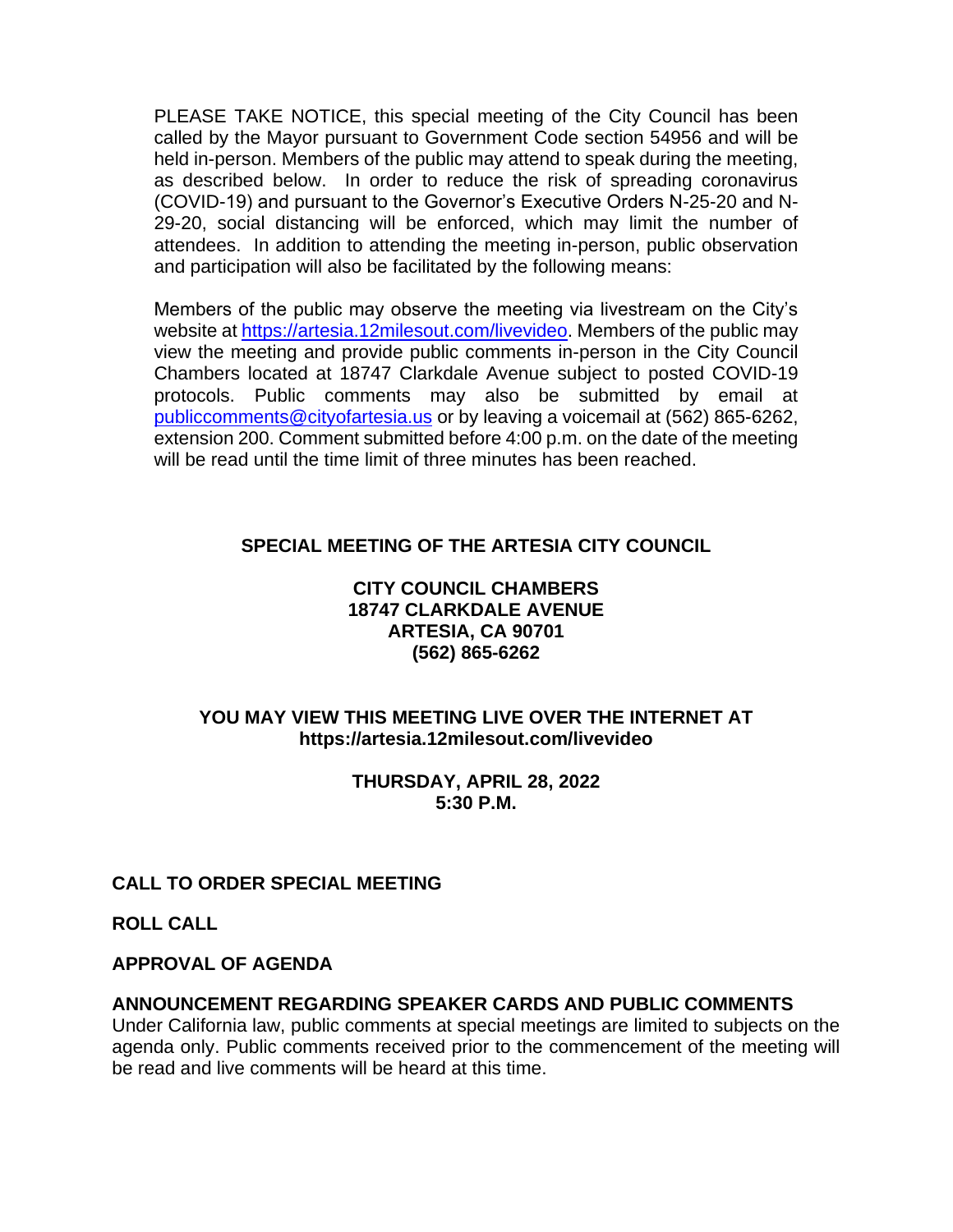PLEASE TAKE NOTICE, this special meeting of the City Council has been called by the Mayor pursuant to Government Code section 54956 and will be held in-person. Members of the public may attend to speak during the meeting, as described below. In order to reduce the risk of spreading coronavirus (COVID-19) and pursuant to the Governor's Executive Orders N-25-20 and N-29-20, social distancing will be enforced, which may limit the number of attendees. In addition to attending the meeting in-person, public observation and participation will also be facilitated by the following means:

Members of the public may observe the meeting via livestream on the City's website at https://artesia.12milesout.com/livevideo. Members of the public may view the meeting and provide public comments in-person in the City Council Chambers located at 18747 Clarkdale Avenue subject to posted COVID-19 protocols. Public comments may also be submitted by email at publiccomments@cityofartesia.us or by leaving a voicemail at (562) 865-6262, extension 200. Comment submitted before 4:00 p.m. on the date of the meeting will be read until the time limit of three minutes has been reached.

**SPECIAL MEETING OF THE ARTESIA CITY COUNCIL**

**CITY COUNCIL CHAMBERS**
**18747 CLARKDALE AVENUE**
**ARTESIA, CA 90701**
**(562) 865-6262**

**YOU MAY VIEW THIS MEETING LIVE OVER THE INTERNET AT**
**https://artesia.12milesout.com/livevideo**

**THURSDAY, APRIL 28, 2022**
**5:30 P.M.**

**CALL TO ORDER SPECIAL MEETING**

**ROLL CALL**

**APPROVAL OF AGENDA**

**ANNOUNCEMENT REGARDING SPEAKER CARDS AND PUBLIC COMMENTS**

Under California law, public comments at special meetings are limited to subjects on the agenda only. Public comments received prior to the commencement of the meeting will be read and live comments will be heard at this time.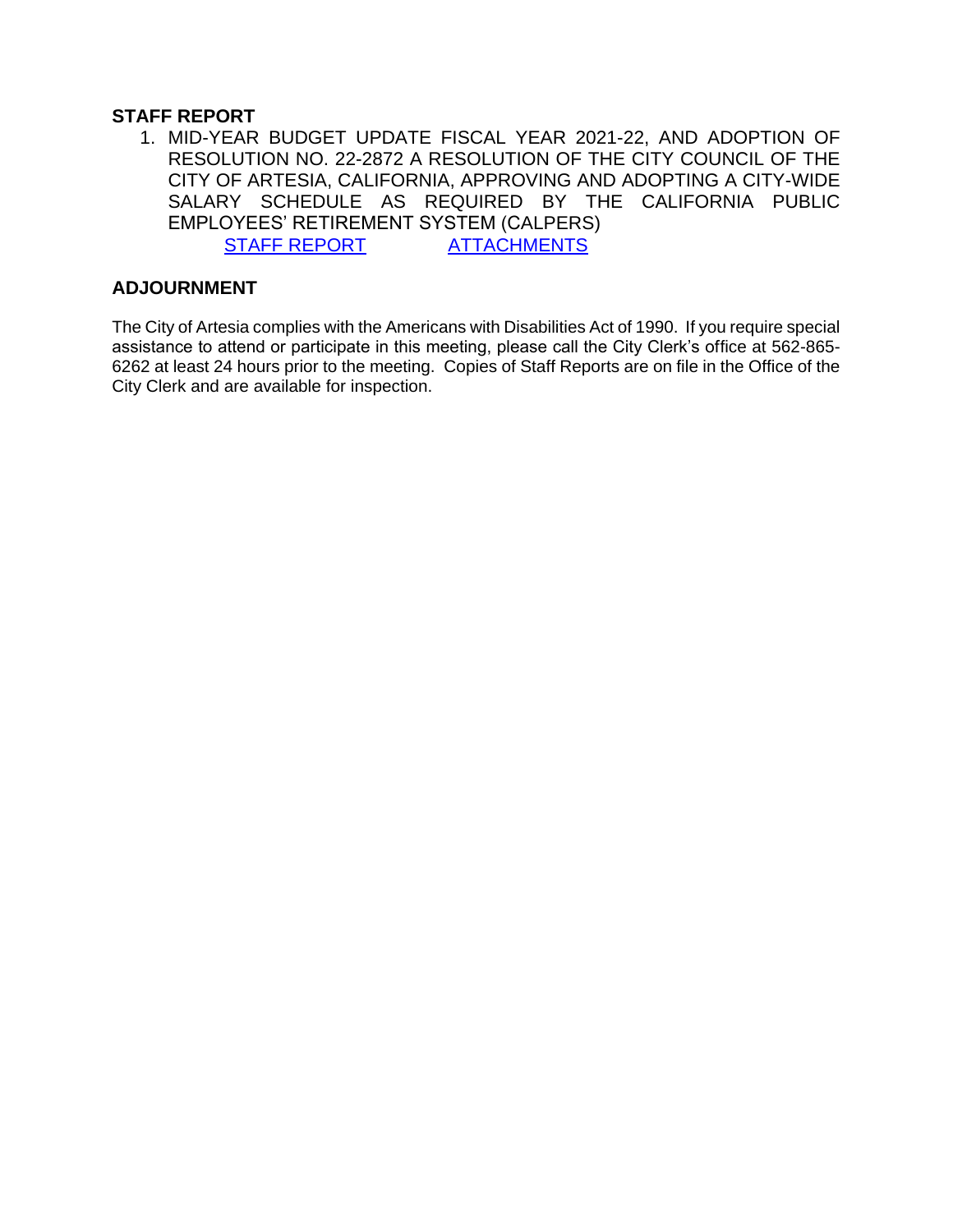## STAFF REPORT

1. MID-YEAR BUDGET UPDATE FISCAL YEAR 2021-22, AND ADOPTION OF RESOLUTION NO. 22-2872 A RESOLUTION OF THE CITY COUNCIL OF THE CITY OF ARTESIA, CALIFORNIA, APPROVING AND ADOPTING A CITY-WIDE SALARY SCHEDULE AS REQUIRED BY THE CALIFORNIA PUBLIC EMPLOYEES' RETIREMENT SYSTEM (CALPERS)

   STAFF REPORT ATTACHMENTS

## ADJOURNMENT

The City of Artesia complies with the Americans with Disabilities Act of 1990. If you require special assistance to attend or participate in this meeting, please call the City Clerk's office at 562-865-6262 at least 24 hours prior to the meeting. Copies of Staff Reports are on file in the Office of the City Clerk and are available for inspection.